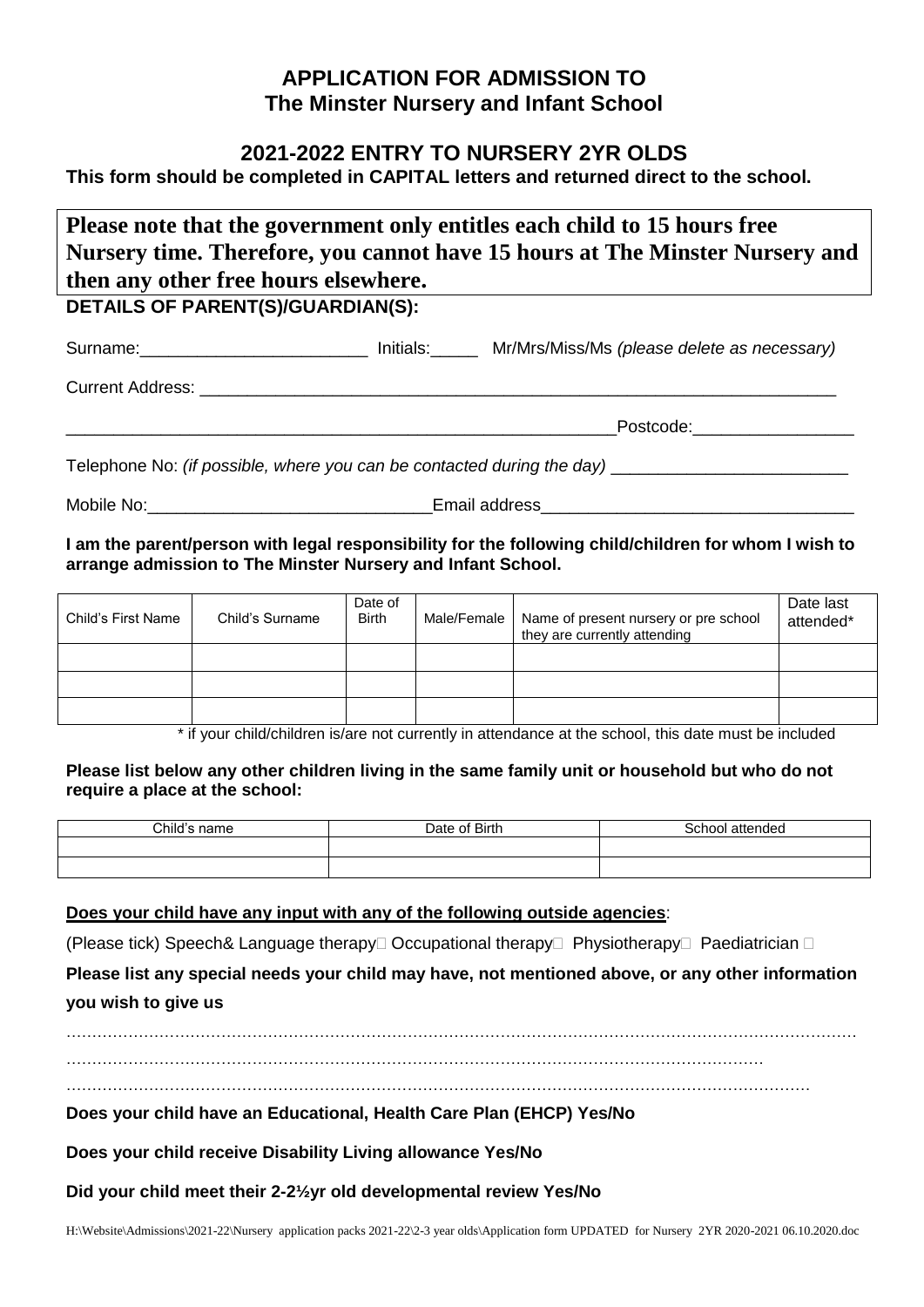# APPLICATION FOR ADMISSION TO
# The Minster Nursery and Infant School

## 2021-2022 ENTRY TO NURSERY 2YR OLDS

**This form should be completed in CAPITAL letters and returned direct to the school.**

**Please note that the government only entitles each child to 15 hours free Nursery time. Therefore, you cannot have 15 hours at The Minster Nursery and then any other free hours elsewhere.**

**DETAILS OF PARENT(S)/GUARDIAN(S):**

Surname:________________________ Initials:_____ Mr/Mrs/Miss/Ms *(please delete as necessary)*

Current Address: ____________________________________________________________________

___________________________________________________________Postcode:_________________

Telephone No: *(if possible, where you can be contacted during the day)* ________________________

Mobile No:______________________________Email address_________________________________

**I am the parent/person with legal responsibility for the following child/children for whom I wish to arrange admission to The Minster Nursery and Infant School.**

| Child's First Name | Child's Surname | Date of Birth | Male/Female | Name of present nursery or pre school they are currently attending | Date last attended* |
|---|---|---|---|---|---|
| | | | | | |
| | | | | | |
| | | | | | |

\* if your child/children is/are not currently in attendance at the school, this date must be included

**Please list below any other children living in the same family unit or household but who do not require a place at the school:**

| Child's name | Date of Birth | School attended |
|---|---|---|
| | | |
| | | |

**Does your child have any input with any of the following outside agencies**:

(Please tick) Speech& Language therapy☐ Occupational therapy☐ Physiotherapy☐ Paediatrician ☐

**Please list any special needs your child may have, not mentioned above, or any other information you wish to give us**

…………………………………………………………………………………………………………………………………

………………………………………………………………………………………………………………

………………………………………………………………………………………………………………………………

**Does your child have an Educational, Health Care Plan (EHCP) Yes/No**

**Does your child receive Disability Living allowance Yes/No**

**Did your child meet their 2-2½yr old developmental review Yes/No**

H:\Website\Admissions\2021-22\Nursery application packs 2021-22\2-3 year olds\Application form UPDATED for Nursery 2YR 2020-2021 06.10.2020.doc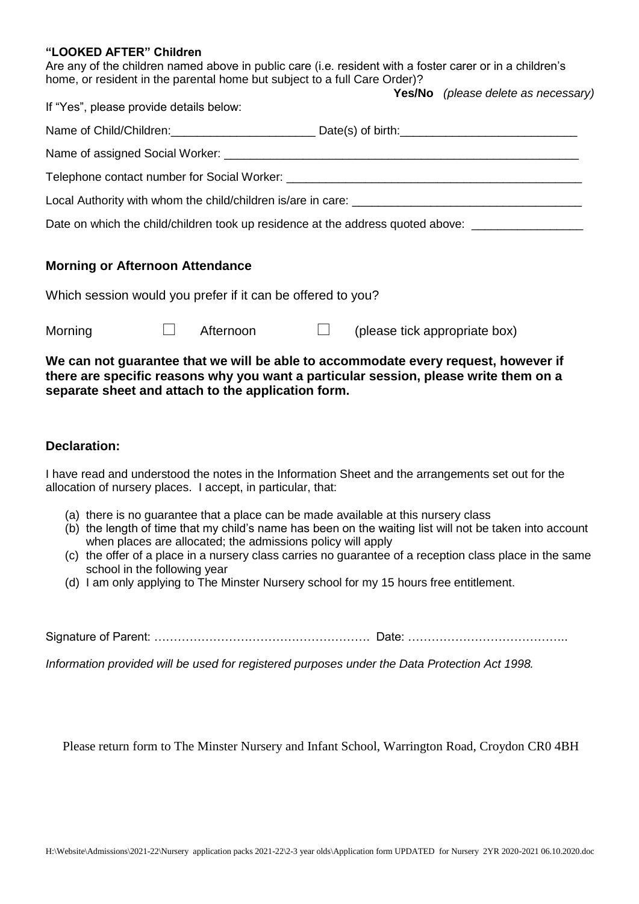**"LOOKED AFTER" Children**

Are any of the children named above in public care (i.e. resident with a foster carer or in a children's home, or resident in the parental home but subject to a full Care Order)?

**Yes/No** *(please delete as necessary)*

If "Yes", please provide details below:

Name of Child/Children:______________________ Date(s) of birth:___________________________

Name of assigned Social Worker: ________________________________________________________

Telephone contact number for Social Worker: ______________________________________________

Local Authority with whom the child/children is/are in care: ___________________________________

Date on which the child/children took up residence at the address quoted above: _________________

## Morning or Afternoon Attendance

Which session would you prefer if it can be offered to you?

Morning ☐ Afternoon ☐ (please tick appropriate box)

**We can not guarantee that we will be able to accommodate every request, however if there are specific reasons why you want a particular session, please write them on a separate sheet and attach to the application form.**

## Declaration:

I have read and understood the notes in the Information Sheet and the arrangements set out for the allocation of nursery places. I accept, in particular, that:

(a) there is no guarantee that a place can be made available at this nursery class
(b) the length of time that my child's name has been on the waiting list will not be taken into account when places are allocated; the admissions policy will apply
(c) the offer of a place in a nursery class carries no guarantee of a reception class place in the same school in the following year
(d) I am only applying to The Minster Nursery school for my 15 hours free entitlement.

Signature of Parent: ……………………………………………… Date: …………………………………..

*Information provided will be used for registered purposes under the Data Protection Act 1998.*

Please return form to The Minster Nursery and Infant School, Warrington Road, Croydon CR0 4BH

H:\Website\Admissions\2021-22\Nursery application packs 2021-22\2-3 year olds\Application form UPDATED for Nursery 2YR 2020-2021 06.10.2020.doc